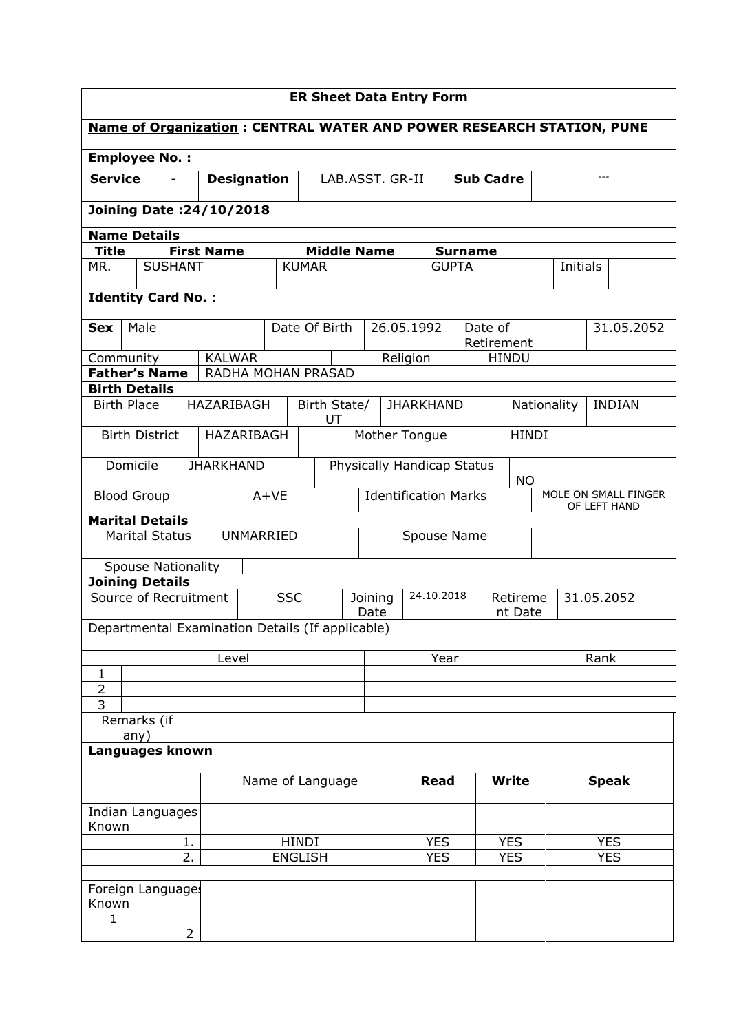# ER Sheet Data Entry Form

**Name of Organization : CENTRAL WATER AND POWER RESEARCH STATION, PUNE**

**Employee No. :**

| **Service** | - | **Designation** | LAB.ASST. GR-II | **Sub Cadre** | --- |
|---|---|---|---|---|---|

**Joining Date :24/10/2018**

**Name Details**

| **Title** | **First Name** | **Middle Name** | **Surname** | | |
|---|---|---|---|---|---|
| MR. | SUSHANT | KUMAR | GUPTA | Initials | |

**Identity Card No.** :

| **Sex** | Male | Date Of Birth | 26.05.1992 | Date of Retirement | 31.05.2052 |
|---|---|---|---|---|---|
| Community | KALWAR | Religion | HINDU | | |
| **Father's Name** | RADHA MOHAN PRASAD | | | | |

**Birth Details**

| Birth Place | HAZARIBAGH | Birth State/ UT | JHARKHAND | Nationality | INDIAN |
|---|---|---|---|---|---|
| Birth District | HAZARIBAGH | Mother Tongue | HINDI | | |
| Domicile | JHARKHAND | Physically Handicap Status | NO | | |
| Blood Group | A+VE | Identification Marks | MOLE ON SMALL FINGER OF LEFT HAND | | |

**Marital Details**

| Marital Status | UNMARRIED | Spouse Name | |
|---|---|---|---|
| Spouse Nationality | | | |

**Joining Details**

| Source of Recruitment | SSC | Joining Date | 24.10.2018 | Retirement Date | 31.05.2052 |
|---|---|---|---|---|---|

Departmental Examination Details (If applicable)

| | Level | Year | Rank |
|---|---|---|---|
| 1 | | | |
| 2 | | | |
| 3 | | | |

| Remarks (if any) | |
|---|---|

**Languages known**

| | Name of Language | **Read** | **Write** | **Speak** |
|---|---|---|---|---|
| Indian Languages Known | | | | |
| 1. | HINDI | YES | YES | YES |
| 2. | ENGLISH | YES | YES | YES |
| | | | | |
| Foreign Languages Known 1 | | | | |
| 2 | | | | |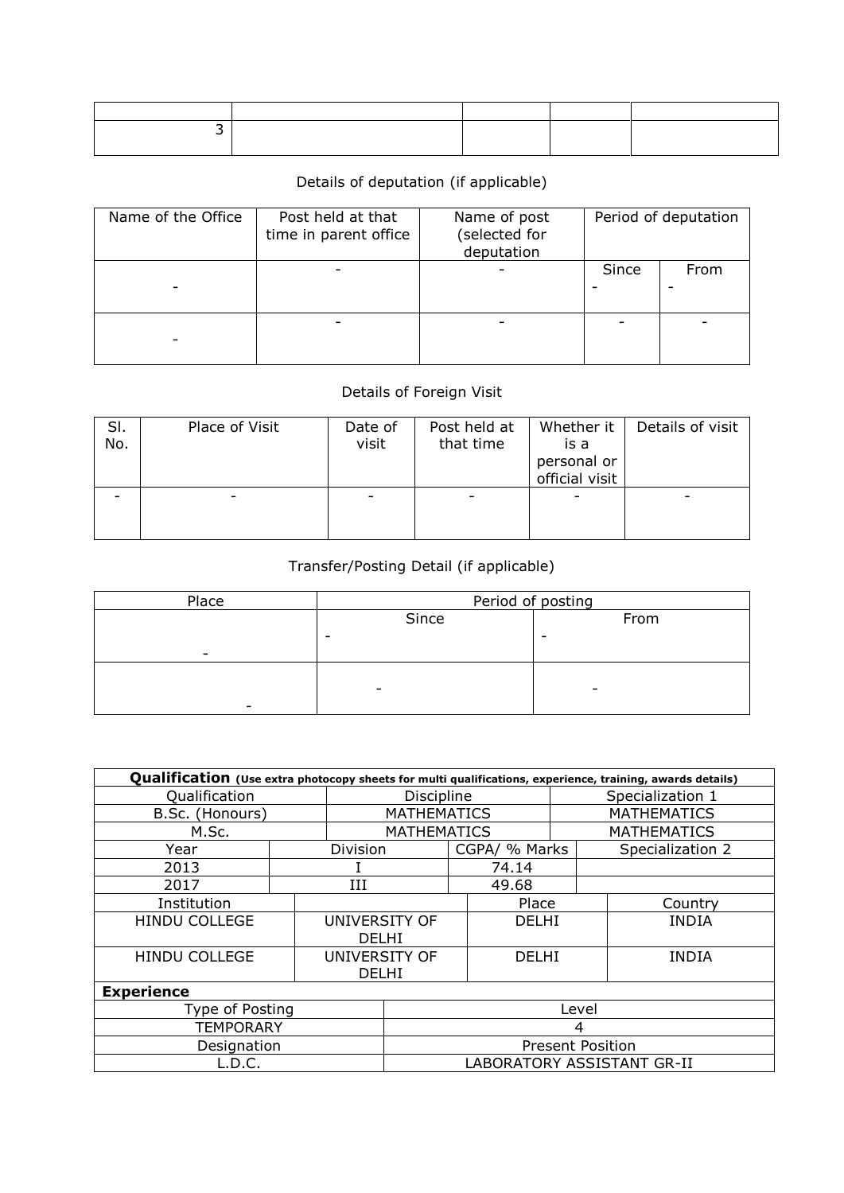| | | | | |
|---|---|---|---|---|
| 3 | | | | |

Details of deputation (if applicable)

| Name of the Office | Post held at that time in parent office | Name of post (selected for deputation | Period of deputation | |
|---|---|---|---|---|
| | | | Since | From |
| - | - | - | - | - |
| - | - | - | - | - |

Details of Foreign Visit

| Sl. No. | Place of Visit | Date of visit | Post held at that time | Whether it is a personal or official visit | Details of visit |
|---|---|---|---|---|---|
| - | - | - | - | - | - |

Transfer/Posting Detail (if applicable)

| Place | Period of posting | |
|---|---|---|
| | Since | From |
| - | - | - |
| - | - | - |

| **Qualification** (Use extra photocopy sheets for multi qualifications, experience, training, awards details) | | | |
|---|---|---|---|
| Qualification | Discipline | Specialization 1 | |
| B.Sc. (Honours) | MATHEMATICS | MATHEMATICS | |
| M.Sc. | MATHEMATICS | MATHEMATICS | |
| Year | Division | CGPA/ % Marks | Specialization 2 |
| 2013 | I | 74.14 | |
| 2017 | III | 49.68 | |
| Institution | | Place | Country |
| HINDU COLLEGE | UNIVERSITY OF DELHI | DELHI | INDIA |
| HINDU COLLEGE | UNIVERSITY OF DELHI | DELHI | INDIA |
| **Experience** | | | |
| Type of Posting | Level | | |
| TEMPORARY | 4 | | |
| Designation | Present Position | | |
| L.D.C. | LABORATORY ASSISTANT GR-II | | |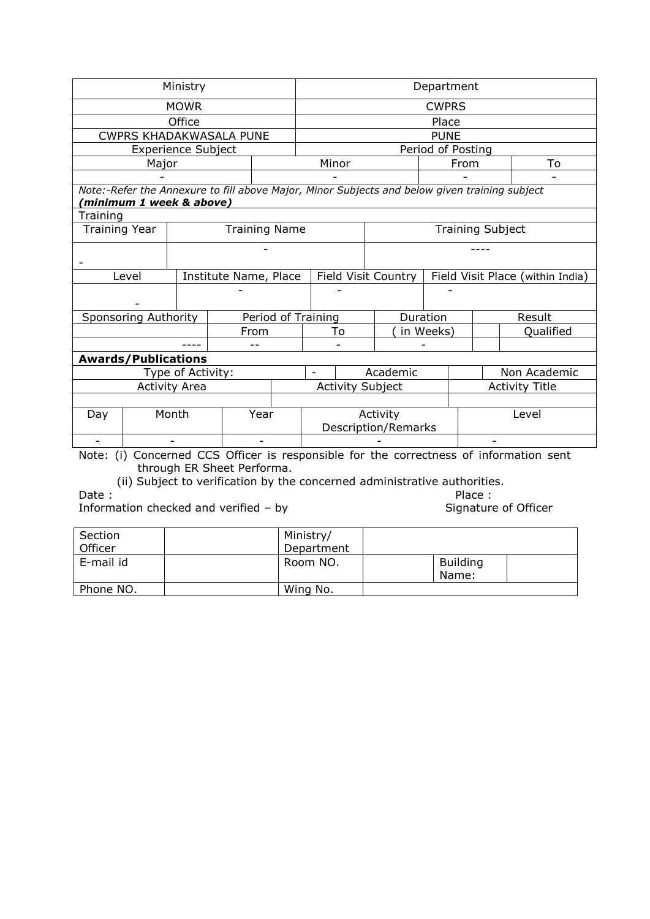| Ministry | | Department | |
|---|---|---|---|
| MOWR | | CWPRS | |
| Office | | Place | |
| CWPRS KHADAKWASALA PUNE | | PUNE | |
| Experience Subject | | Period of Posting | |
| Major | Minor | From | To |
| - | - | - | - |

*Note:-Refer the Annexure to fill above Major, Minor Subjects and below given training subject* ***(minimum 1 week & above)***

Training

| Training Year | Training Name | Training Subject |
|---|---|---|
| - | - | ---- |

| Level | Institute Name, Place | Field Visit Country | Field Visit Place (within India) |
|---|---|---|---|
| - | - | - | - |

| Sponsoring Authority | Period of Training | | Duration | Result |
|---|---|---|---|---|
| | From | To | ( in Weeks) | Qualified |
| ---- | -- | - | - | |

**Awards/Publications**

| Type of Activity: | - | Academic | Non Academic |
|---|---|---|---|
| Activity Area | Activity Subject | | Activity Title |
| | | | |

| Day | Month | Year | Activity Description/Remarks | Level |
|---|---|---|---|---|
| - | - | - | - | - |

Note: (i) Concerned CCS Officer is responsible for the correctness of information sent through ER Sheet Performa.

(ii) Subject to verification by the concerned administrative authorities.

Date : Place :

Information checked and verified – by Signature of Officer

| | | | | | |
|---|---|---|---|---|---|
| Section Officer | | Ministry/ Department | | | |
| E-mail id | | Room NO. | | Building Name: | |
| Phone NO. | | Wing No. | | | |